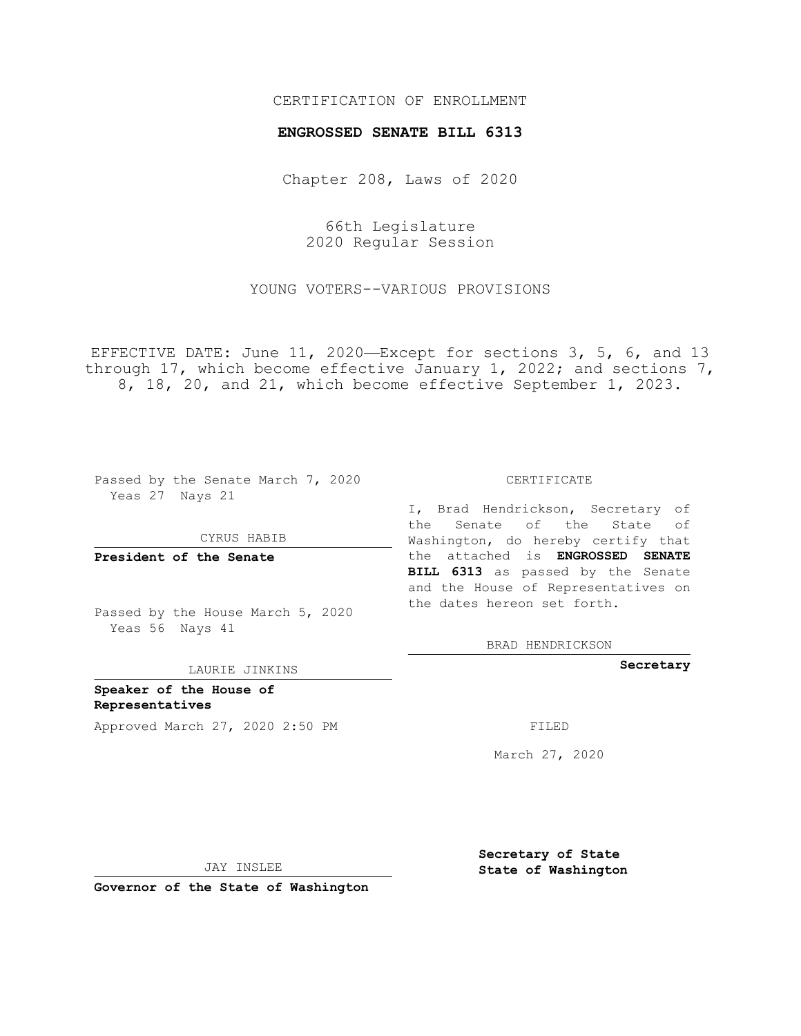CERTIFICATION OF ENROLLMENT

**ENGROSSED SENATE BILL 6313**

Chapter 208, Laws of 2020

66th Legislature
2020 Regular Session

YOUNG VOTERS--VARIOUS PROVISIONS

EFFECTIVE DATE: June 11, 2020—Except for sections 3, 5, 6, and 13 through 17, which become effective January 1, 2022; and sections 7, 8, 18, 20, and 21, which become effective September 1, 2023.

Passed by the Senate March 7, 2020
Yeas 27 Nays 21

CYRUS HABIB

**President of the Senate**

Passed by the House March 5, 2020
Yeas 56 Nays 41

LAURIE JINKINS

**Speaker of the House of Representatives**

Approved March 27, 2020 2:50 PM

JAY INSLEE

**Governor of the State of Washington**

CERTIFICATE

I, Brad Hendrickson, Secretary of the Senate of the State of Washington, do hereby certify that the attached is **ENGROSSED SENATE BILL 6313** as passed by the Senate and the House of Representatives on the dates hereon set forth.

BRAD HENDRICKSON

**Secretary**

FILED

March 27, 2020

**Secretary of State**
**State of Washington**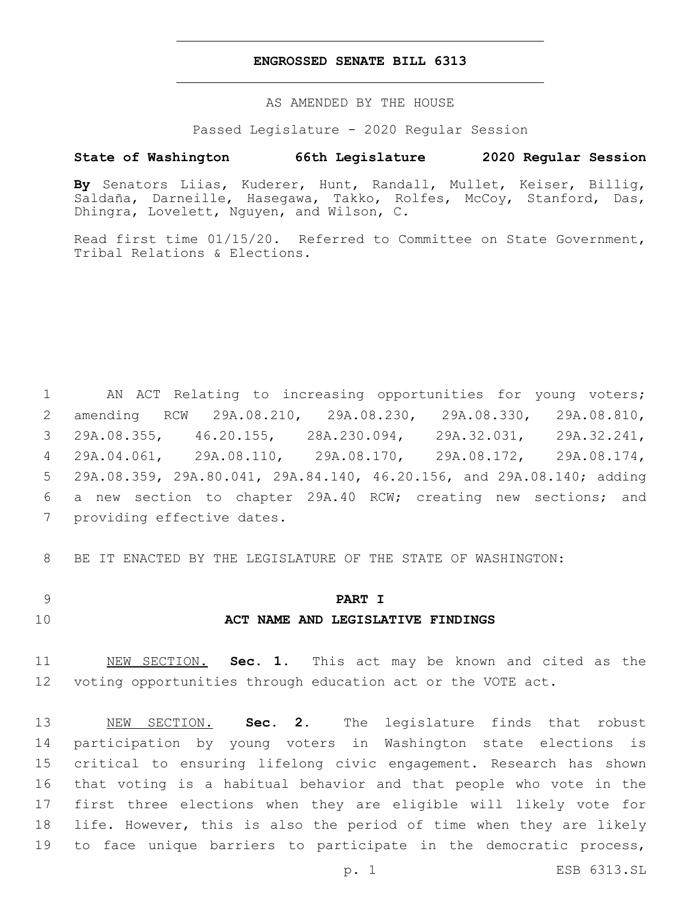**ENGROSSED SENATE BILL 6313**

AS AMENDED BY THE HOUSE

Passed Legislature - 2020 Regular Session

**State of Washington 66th Legislature 2020 Regular Session**

**By** Senators Liias, Kuderer, Hunt, Randall, Mullet, Keiser, Billig, Saldaña, Darneille, Hasegawa, Takko, Rolfes, McCoy, Stanford, Das, Dhingra, Lovelett, Nguyen, and Wilson, C.

Read first time 01/15/20. Referred to Committee on State Government, Tribal Relations & Elections.

1 AN ACT Relating to increasing opportunities for young voters; 2 amending RCW 29A.08.210, 29A.08.230, 29A.08.330, 29A.08.810, 3 29A.08.355, 46.20.155, 28A.230.094, 29A.32.031, 29A.32.241, 4 29A.04.061, 29A.08.110, 29A.08.170, 29A.08.172, 29A.08.174, 5 29A.08.359, 29A.80.041, 29A.84.140, 46.20.156, and 29A.08.140; adding 6 a new section to chapter 29A.40 RCW; creating new sections; and 7 providing effective dates.

8 BE IT ENACTED BY THE LEGISLATURE OF THE STATE OF WASHINGTON:

9 **PART I**

10 **ACT NAME AND LEGISLATIVE FINDINGS**

11 NEW SECTION. **Sec. 1.** This act may be known and cited as the 12 voting opportunities through education act or the VOTE act.

13 NEW SECTION. **Sec. 2.** The legislature finds that robust 14 participation by young voters in Washington state elections is 15 critical to ensuring lifelong civic engagement. Research has shown 16 that voting is a habitual behavior and that people who vote in the 17 first three elections when they are eligible will likely vote for 18 life. However, this is also the period of time when they are likely 19 to face unique barriers to participate in the democratic process,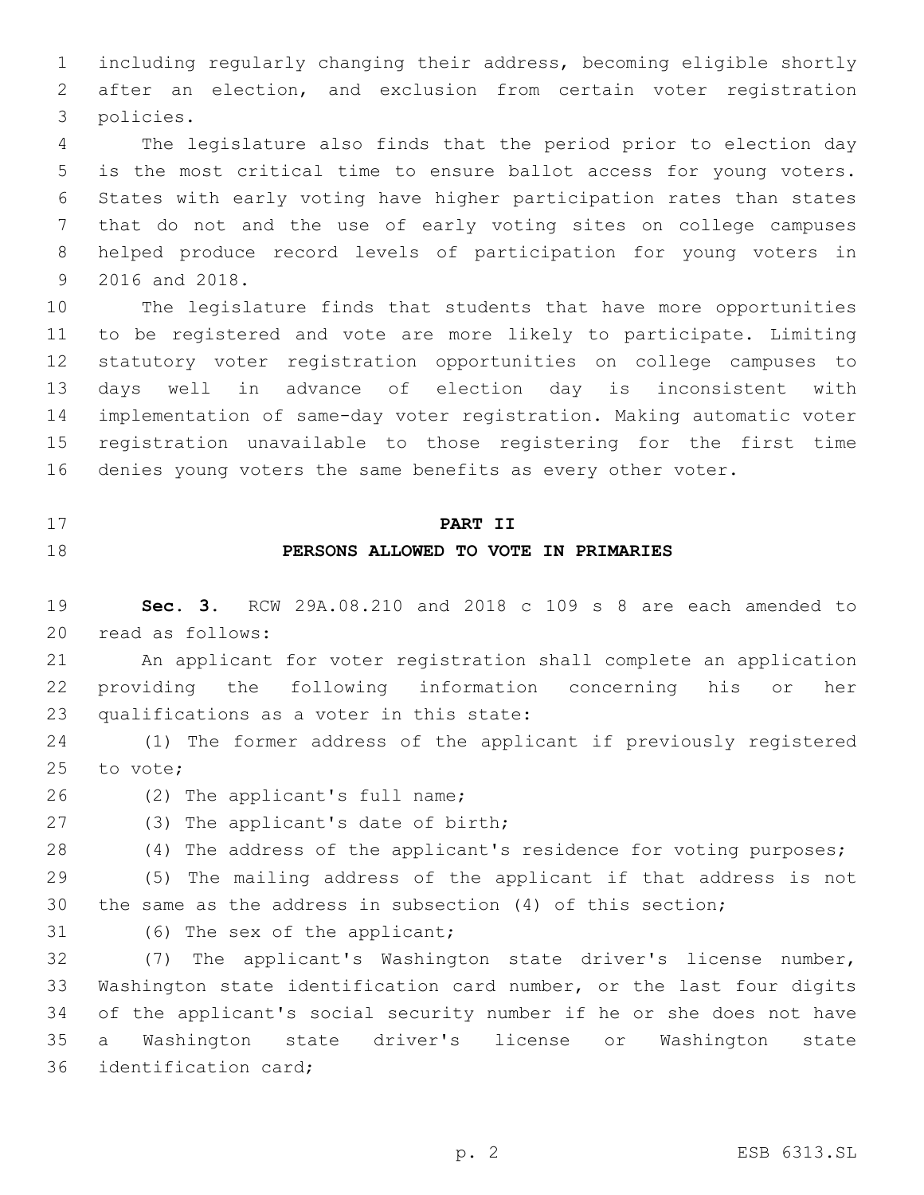including regularly changing their address, becoming eligible shortly after an election, and exclusion from certain voter registration policies.

The legislature also finds that the period prior to election day is the most critical time to ensure ballot access for young voters. States with early voting have higher participation rates than states that do not and the use of early voting sites on college campuses helped produce record levels of participation for young voters in 2016 and 2018.

The legislature finds that students that have more opportunities to be registered and vote are more likely to participate. Limiting statutory voter registration opportunities on college campuses to days well in advance of election day is inconsistent with implementation of same-day voter registration. Making automatic voter registration unavailable to those registering for the first time denies young voters the same benefits as every other voter.

## PART II
## PERSONS ALLOWED TO VOTE IN PRIMARIES

**Sec. 3.** RCW 29A.08.210 and 2018 c 109 s 8 are each amended to read as follows:

An applicant for voter registration shall complete an application providing the following information concerning his or her qualifications as a voter in this state:

(1) The former address of the applicant if previously registered to vote;

(2) The applicant's full name;

(3) The applicant's date of birth;

(4) The address of the applicant's residence for voting purposes;

(5) The mailing address of the applicant if that address is not the same as the address in subsection (4) of this section;

(6) The sex of the applicant;

(7) The applicant's Washington state driver's license number, Washington state identification card number, or the last four digits of the applicant's social security number if he or she does not have a Washington state driver's license or Washington state identification card;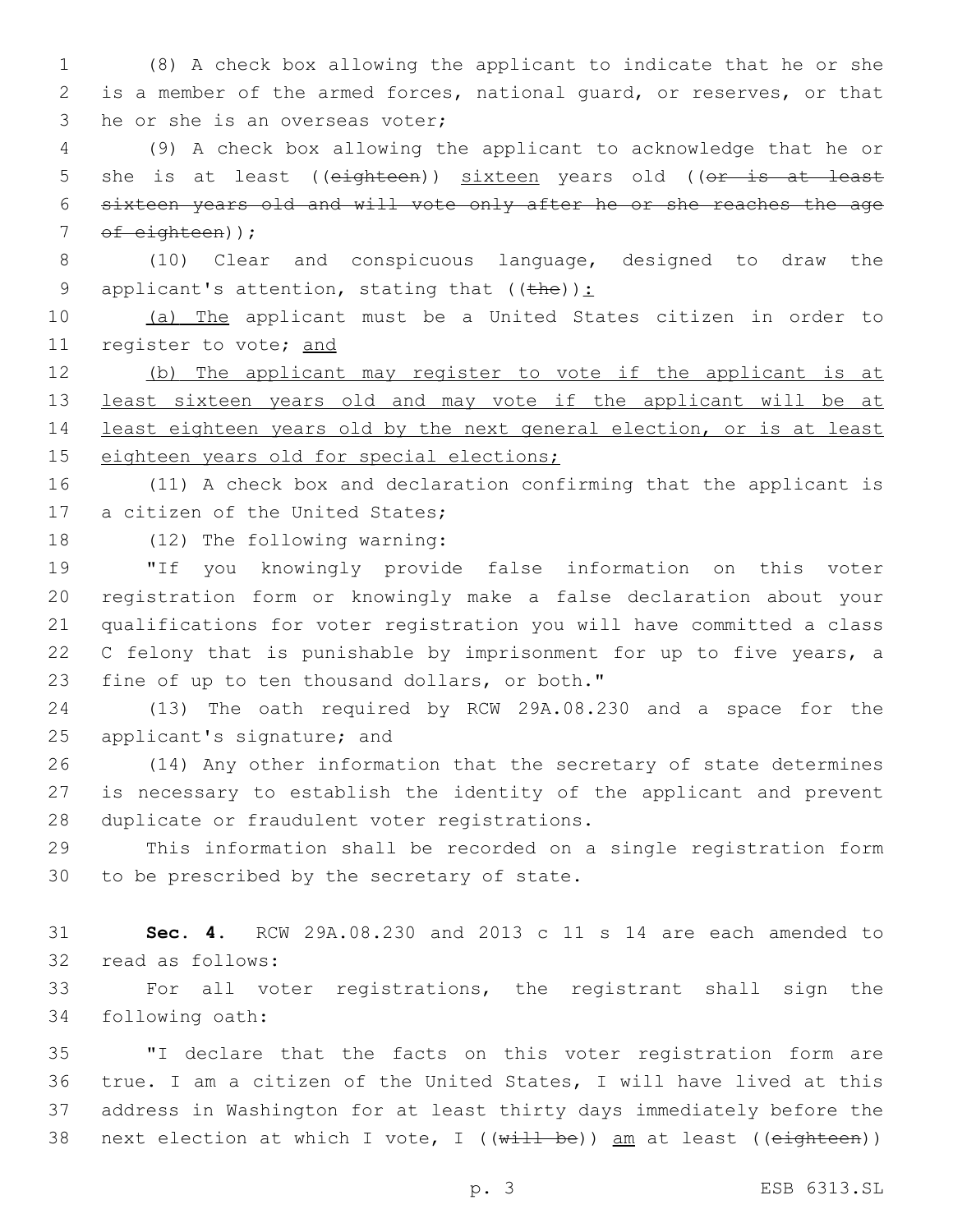(8) A check box allowing the applicant to indicate that he or she is a member of the armed forces, national guard, or reserves, or that he or she is an overseas voter;

(9) A check box allowing the applicant to acknowledge that he or she is at least ((~~eighteen~~)) <u>sixteen</u> years old ((~~or is at least sixteen years old and will vote only after he or she reaches the age of eighteen~~));

(10) Clear and conspicuous language, designed to draw the applicant's attention, stating that ((~~the~~))<u>:</u>

<u>(a) The</u> applicant must be a United States citizen in order to register to vote; <u>and</u>

<u>(b) The applicant may register to vote if the applicant is at least sixteen years old and may vote if the applicant will be at least eighteen years old by the next general election, or is at least eighteen years old for special elections;</u>

(11) A check box and declaration confirming that the applicant is a citizen of the United States;

(12) The following warning:

"If you knowingly provide false information on this voter registration form or knowingly make a false declaration about your qualifications for voter registration you will have committed a class C felony that is punishable by imprisonment for up to five years, a fine of up to ten thousand dollars, or both."

(13) The oath required by RCW 29A.08.230 and a space for the applicant's signature; and

(14) Any other information that the secretary of state determines is necessary to establish the identity of the applicant and prevent duplicate or fraudulent voter registrations.

This information shall be recorded on a single registration form to be prescribed by the secretary of state.

**Sec. 4.** RCW 29A.08.230 and 2013 c 11 s 14 are each amended to read as follows:

For all voter registrations, the registrant shall sign the following oath:

"I declare that the facts on this voter registration form are true. I am a citizen of the United States, I will have lived at this address in Washington for at least thirty days immediately before the next election at which I vote, I ((~~will be~~)) <u>am</u> at least ((~~eighteen~~))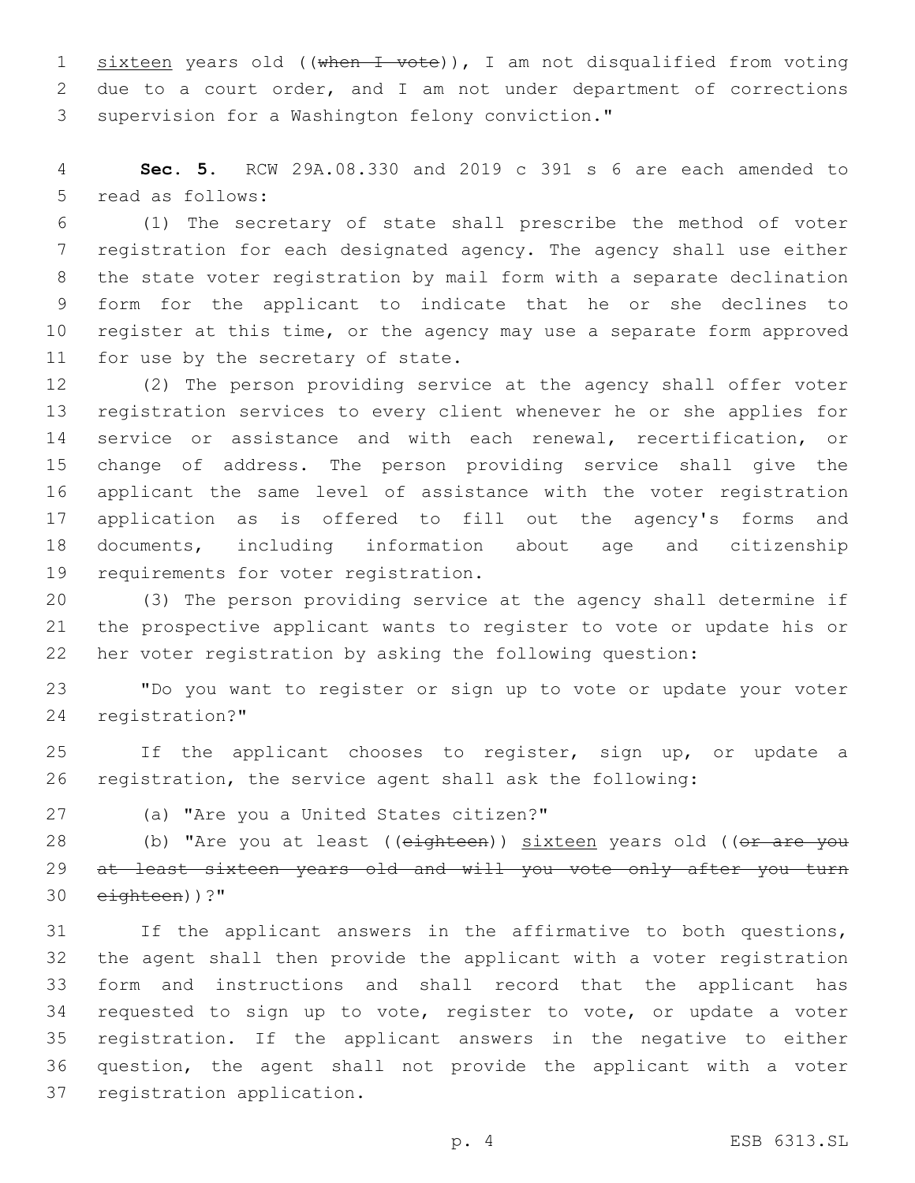sixteen years old ((~~when I vote~~)), I am not disqualified from voting due to a court order, and I am not under department of corrections supervision for a Washington felony conviction."

**Sec. 5.** RCW 29A.08.330 and 2019 c 391 s 6 are each amended to read as follows:

(1) The secretary of state shall prescribe the method of voter registration for each designated agency. The agency shall use either the state voter registration by mail form with a separate declination form for the applicant to indicate that he or she declines to register at this time, or the agency may use a separate form approved for use by the secretary of state.

(2) The person providing service at the agency shall offer voter registration services to every client whenever he or she applies for service or assistance and with each renewal, recertification, or change of address. The person providing service shall give the applicant the same level of assistance with the voter registration application as is offered to fill out the agency's forms and documents, including information about age and citizenship requirements for voter registration.

(3) The person providing service at the agency shall determine if the prospective applicant wants to register to vote or update his or her voter registration by asking the following question:

"Do you want to register or sign up to vote or update your voter registration?"

If the applicant chooses to register, sign up, or update a registration, the service agent shall ask the following:

(a) "Are you a United States citizen?"

(b) "Are you at least ((~~eighteen~~)) sixteen years old ((~~or are you at least sixteen years old and will you vote only after you turn eighteen~~))?"

If the applicant answers in the affirmative to both questions, the agent shall then provide the applicant with a voter registration form and instructions and shall record that the applicant has requested to sign up to vote, register to vote, or update a voter registration. If the applicant answers in the negative to either question, the agent shall not provide the applicant with a voter registration application.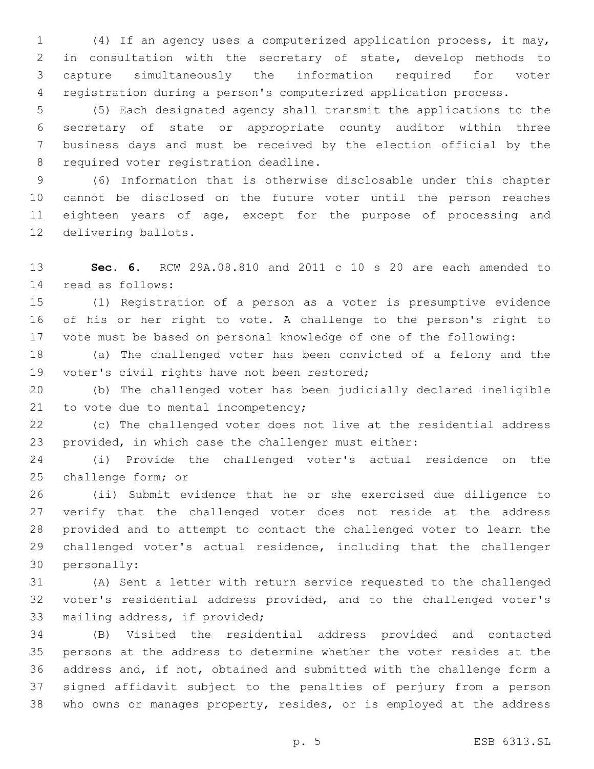(4) If an agency uses a computerized application process, it may, in consultation with the secretary of state, develop methods to capture simultaneously the information required for voter registration during a person's computerized application process.

(5) Each designated agency shall transmit the applications to the secretary of state or appropriate county auditor within three business days and must be received by the election official by the required voter registration deadline.

(6) Information that is otherwise disclosable under this chapter cannot be disclosed on the future voter until the person reaches eighteen years of age, except for the purpose of processing and delivering ballots.

**Sec. 6.** RCW 29A.08.810 and 2011 c 10 s 20 are each amended to read as follows:

(1) Registration of a person as a voter is presumptive evidence of his or her right to vote. A challenge to the person's right to vote must be based on personal knowledge of one of the following:

(a) The challenged voter has been convicted of a felony and the voter's civil rights have not been restored;

(b) The challenged voter has been judicially declared ineligible to vote due to mental incompetency;

(c) The challenged voter does not live at the residential address provided, in which case the challenger must either:

(i) Provide the challenged voter's actual residence on the challenge form; or

(ii) Submit evidence that he or she exercised due diligence to verify that the challenged voter does not reside at the address provided and to attempt to contact the challenged voter to learn the challenged voter's actual residence, including that the challenger personally:

(A) Sent a letter with return service requested to the challenged voter's residential address provided, and to the challenged voter's mailing address, if provided;

(B) Visited the residential address provided and contacted persons at the address to determine whether the voter resides at the address and, if not, obtained and submitted with the challenge form a signed affidavit subject to the penalties of perjury from a person who owns or manages property, resides, or is employed at the address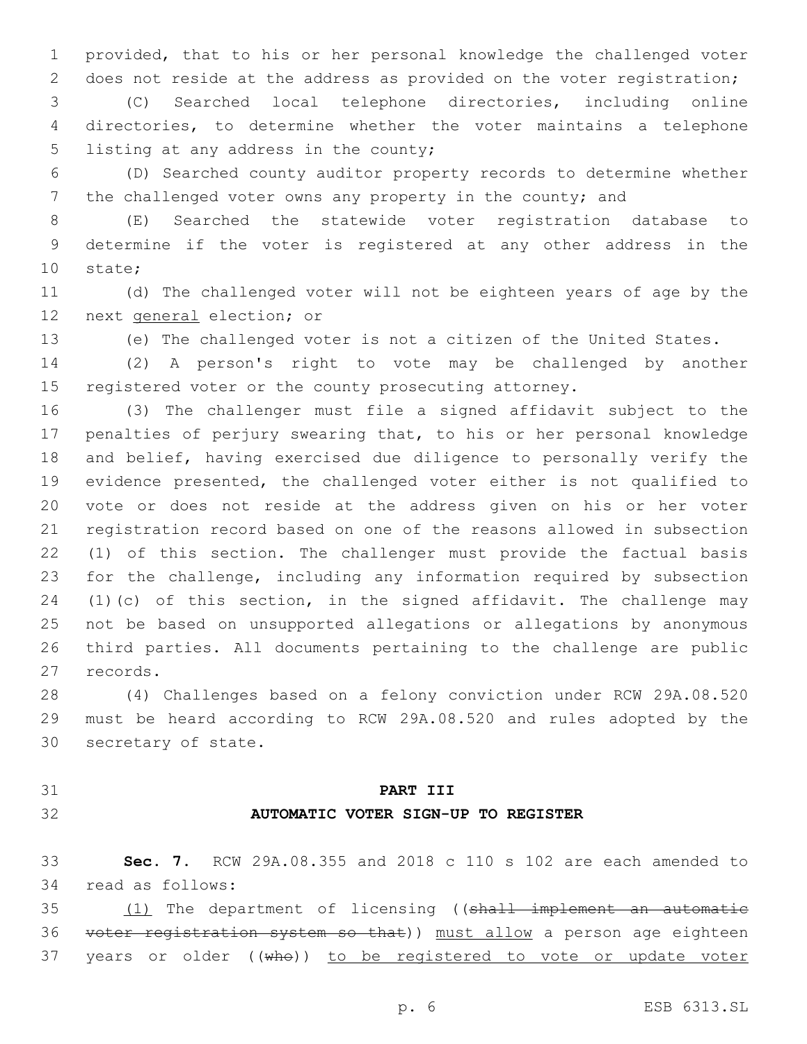provided, that to his or her personal knowledge the challenged voter does not reside at the address as provided on the voter registration;

(C) Searched local telephone directories, including online directories, to determine whether the voter maintains a telephone listing at any address in the county;

(D) Searched county auditor property records to determine whether the challenged voter owns any property in the county; and

(E) Searched the statewide voter registration database to determine if the voter is registered at any other address in the state;

(d) The challenged voter will not be eighteen years of age by the next <u>general</u> election; or

(e) The challenged voter is not a citizen of the United States.

(2) A person's right to vote may be challenged by another registered voter or the county prosecuting attorney.

(3) The challenger must file a signed affidavit subject to the penalties of perjury swearing that, to his or her personal knowledge and belief, having exercised due diligence to personally verify the evidence presented, the challenged voter either is not qualified to vote or does not reside at the address given on his or her voter registration record based on one of the reasons allowed in subsection (1) of this section. The challenger must provide the factual basis for the challenge, including any information required by subsection (1)(c) of this section, in the signed affidavit. The challenge may not be based on unsupported allegations or allegations by anonymous third parties. All documents pertaining to the challenge are public records.

(4) Challenges based on a felony conviction under RCW 29A.08.520 must be heard according to RCW 29A.08.520 and rules adopted by the secretary of state.

## PART III
## AUTOMATIC VOTER SIGN-UP TO REGISTER

**Sec. 7.** RCW 29A.08.355 and 2018 c 110 s 102 are each amended to read as follows:

<u>(1)</u> The department of licensing ((~~shall implement an automatic voter registration system so that~~)) <u>must allow</u> a person age eighteen years or older ((~~who~~)) <u>to be registered to vote or update voter</u>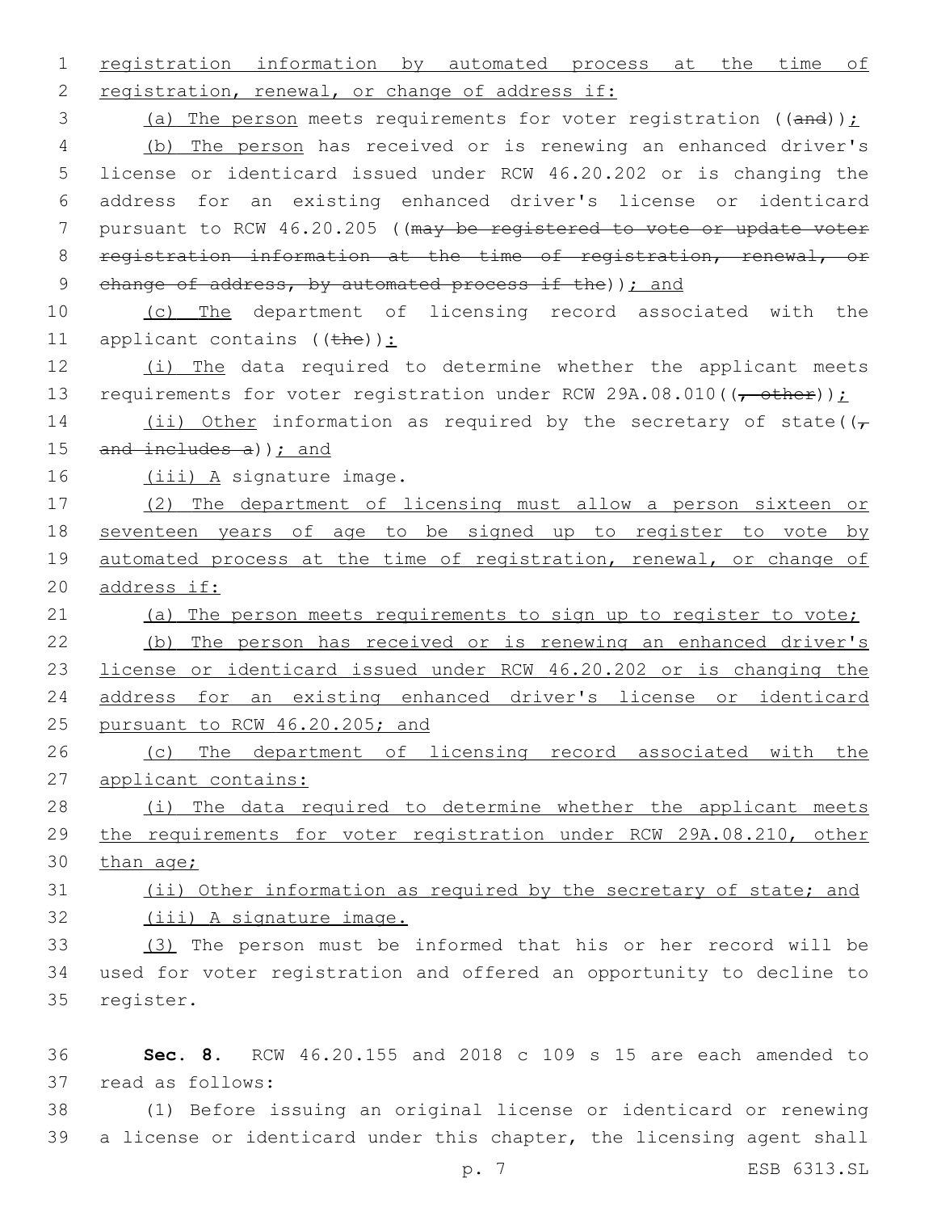registration information by automated process at the time of registration, renewal, or change of address if:

(a) The person meets requirements for voter registration ((~~and~~));

(b) The person has received or is renewing an enhanced driver's license or identicard issued under RCW 46.20.202 or is changing the address for an existing enhanced driver's license or identicard pursuant to RCW 46.20.205 ((~~may be registered to vote or update voter registration information at the time of registration, renewal, or change of address, by automated process if the~~)); and

(c) The department of licensing record associated with the applicant contains ((~~the~~)):

(i) The data required to determine whether the applicant meets requirements for voter registration under RCW 29A.08.010((~~, other~~));

(ii) Other information as required by the secretary of state((~~, and includes a~~)); and

(iii) A signature image.

(2) The department of licensing must allow a person sixteen or seventeen years of age to be signed up to register to vote by automated process at the time of registration, renewal, or change of address if:

(a) The person meets requirements to sign up to register to vote;

(b) The person has received or is renewing an enhanced driver's license or identicard issued under RCW 46.20.202 or is changing the address for an existing enhanced driver's license or identicard pursuant to RCW 46.20.205; and

(c) The department of licensing record associated with the applicant contains:

(i) The data required to determine whether the applicant meets the requirements for voter registration under RCW 29A.08.210, other than age;

(ii) Other information as required by the secretary of state; and

(iii) A signature image.

(3) The person must be informed that his or her record will be used for voter registration and offered an opportunity to decline to register.

**Sec. 8.** RCW 46.20.155 and 2018 c 109 s 15 are each amended to read as follows:

(1) Before issuing an original license or identicard or renewing a license or identicard under this chapter, the licensing agent shall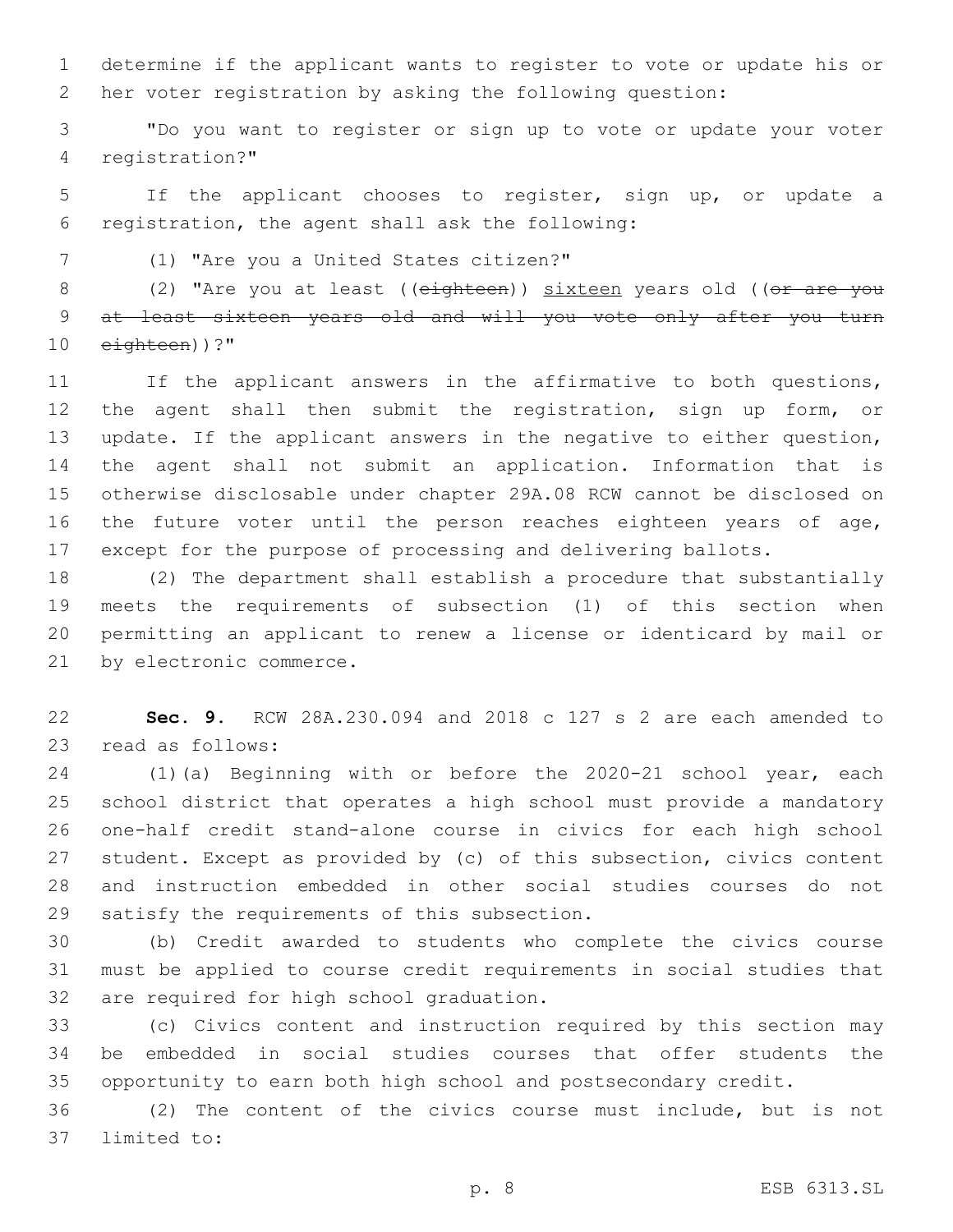determine if the applicant wants to register to vote or update his or her voter registration by asking the following question:

"Do you want to register or sign up to vote or update your voter registration?"

If the applicant chooses to register, sign up, or update a registration, the agent shall ask the following:

(1) "Are you a United States citizen?"

(2) "Are you at least ((~~eighteen~~)) <u>sixteen</u> years old ((~~or are you at least sixteen years old and will you vote only after you turn eighteen~~))?"

If the applicant answers in the affirmative to both questions, the agent shall then submit the registration, sign up form, or update. If the applicant answers in the negative to either question, the agent shall not submit an application. Information that is otherwise disclosable under chapter 29A.08 RCW cannot be disclosed on the future voter until the person reaches eighteen years of age, except for the purpose of processing and delivering ballots.

(2) The department shall establish a procedure that substantially meets the requirements of subsection (1) of this section when permitting an applicant to renew a license or identicard by mail or by electronic commerce.

**Sec. 9.** RCW 28A.230.094 and 2018 c 127 s 2 are each amended to read as follows:

(1)(a) Beginning with or before the 2020-21 school year, each school district that operates a high school must provide a mandatory one-half credit stand-alone course in civics for each high school student. Except as provided by (c) of this subsection, civics content and instruction embedded in other social studies courses do not satisfy the requirements of this subsection.

(b) Credit awarded to students who complete the civics course must be applied to course credit requirements in social studies that are required for high school graduation.

(c) Civics content and instruction required by this section may be embedded in social studies courses that offer students the opportunity to earn both high school and postsecondary credit.

(2) The content of the civics course must include, but is not limited to: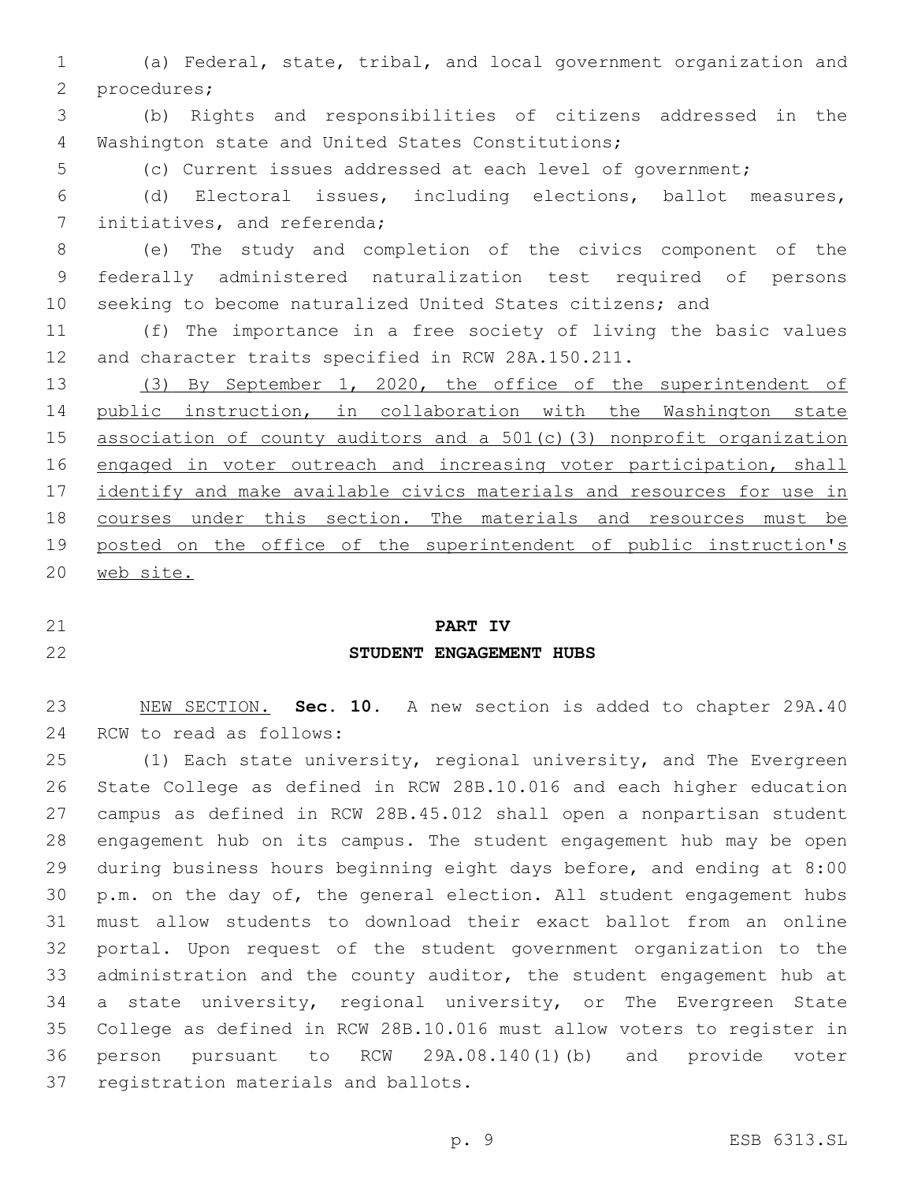(a) Federal, state, tribal, and local government organization and procedures;

(b) Rights and responsibilities of citizens addressed in the Washington state and United States Constitutions;

(c) Current issues addressed at each level of government;

(d) Electoral issues, including elections, ballot measures, initiatives, and referenda;

(e) The study and completion of the civics component of the federally administered naturalization test required of persons seeking to become naturalized United States citizens; and

(f) The importance in a free society of living the basic values and character traits specified in RCW 28A.150.211.

<u>(3) By September 1, 2020, the office of the superintendent of public instruction, in collaboration with the Washington state association of county auditors and a 501(c)(3) nonprofit organization engaged in voter outreach and increasing voter participation, shall identify and make available civics materials and resources for use in courses under this section. The materials and resources must be posted on the office of the superintendent of public instruction's web site.</u>

## PART IV
## STUDENT ENGAGEMENT HUBS

<u>NEW SECTION.</u> **Sec. 10.** A new section is added to chapter 29A.40 RCW to read as follows:

(1) Each state university, regional university, and The Evergreen State College as defined in RCW 28B.10.016 and each higher education campus as defined in RCW 28B.45.012 shall open a nonpartisan student engagement hub on its campus. The student engagement hub may be open during business hours beginning eight days before, and ending at 8:00 p.m. on the day of, the general election. All student engagement hubs must allow students to download their exact ballot from an online portal. Upon request of the student government organization to the administration and the county auditor, the student engagement hub at a state university, regional university, or The Evergreen State College as defined in RCW 28B.10.016 must allow voters to register in person pursuant to RCW 29A.08.140(1)(b) and provide voter registration materials and ballots.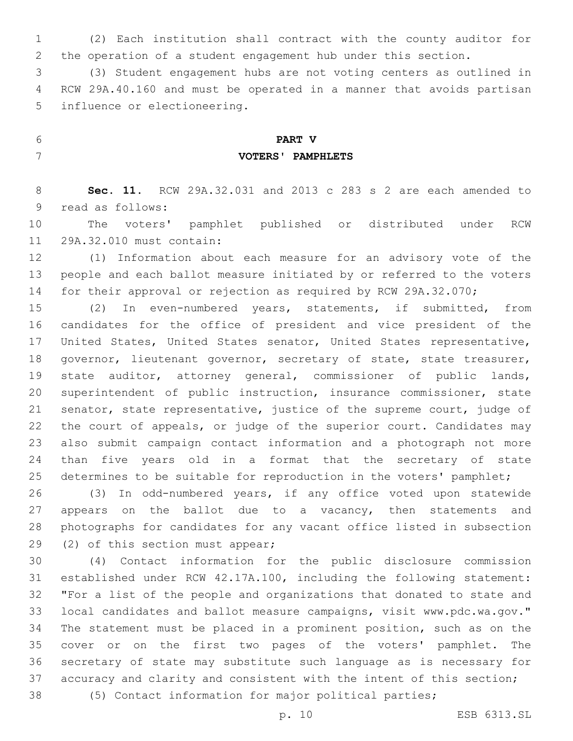(2) Each institution shall contract with the county auditor for the operation of a student engagement hub under this section.

(3) Student engagement hubs are not voting centers as outlined in RCW 29A.40.160 and must be operated in a manner that avoids partisan influence or electioneering.

## PART V
## VOTERS' PAMPHLETS

**Sec. 11.** RCW 29A.32.031 and 2013 c 283 s 2 are each amended to read as follows:

The voters' pamphlet published or distributed under RCW 29A.32.010 must contain:

(1) Information about each measure for an advisory vote of the people and each ballot measure initiated by or referred to the voters for their approval or rejection as required by RCW 29A.32.070;

(2) In even-numbered years, statements, if submitted, from candidates for the office of president and vice president of the United States, United States senator, United States representative, governor, lieutenant governor, secretary of state, state treasurer, state auditor, attorney general, commissioner of public lands, superintendent of public instruction, insurance commissioner, state senator, state representative, justice of the supreme court, judge of the court of appeals, or judge of the superior court. Candidates may also submit campaign contact information and a photograph not more than five years old in a format that the secretary of state determines to be suitable for reproduction in the voters' pamphlet;

(3) In odd-numbered years, if any office voted upon statewide appears on the ballot due to a vacancy, then statements and photographs for candidates for any vacant office listed in subsection (2) of this section must appear;

(4) Contact information for the public disclosure commission established under RCW 42.17A.100, including the following statement: "For a list of the people and organizations that donated to state and local candidates and ballot measure campaigns, visit www.pdc.wa.gov." The statement must be placed in a prominent position, such as on the cover or on the first two pages of the voters' pamphlet. The secretary of state may substitute such language as is necessary for accuracy and clarity and consistent with the intent of this section;

(5) Contact information for major political parties;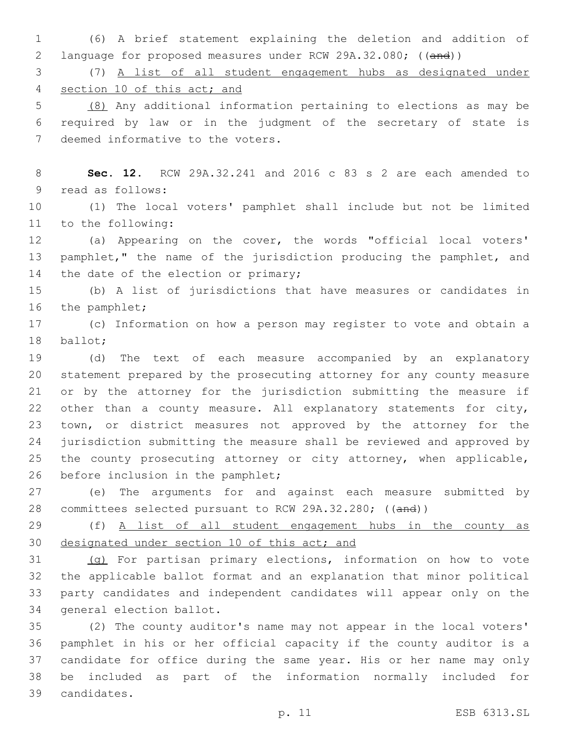(6) A brief statement explaining the deletion and addition of language for proposed measures under RCW 29A.32.080; ((~~and~~))

(7) <u>A list of all student engagement hubs as designated under section 10 of this act; and</u>

<u>(8)</u> Any additional information pertaining to elections as may be required by law or in the judgment of the secretary of state is deemed informative to the voters.

**Sec. 12.** RCW 29A.32.241 and 2016 c 83 s 2 are each amended to read as follows:

(1) The local voters' pamphlet shall include but not be limited to the following:

(a) Appearing on the cover, the words "official local voters' pamphlet," the name of the jurisdiction producing the pamphlet, and the date of the election or primary;

(b) A list of jurisdictions that have measures or candidates in the pamphlet;

(c) Information on how a person may register to vote and obtain a ballot;

(d) The text of each measure accompanied by an explanatory statement prepared by the prosecuting attorney for any county measure or by the attorney for the jurisdiction submitting the measure if other than a county measure. All explanatory statements for city, town, or district measures not approved by the attorney for the jurisdiction submitting the measure shall be reviewed and approved by the county prosecuting attorney or city attorney, when applicable, before inclusion in the pamphlet;

(e) The arguments for and against each measure submitted by committees selected pursuant to RCW 29A.32.280; ((~~and~~))

(f) <u>A list of all student engagement hubs in the county as designated under section 10 of this act; and</u>

<u>(g)</u> For partisan primary elections, information on how to vote the applicable ballot format and an explanation that minor political party candidates and independent candidates will appear only on the general election ballot.

(2) The county auditor's name may not appear in the local voters' pamphlet in his or her official capacity if the county auditor is a candidate for office during the same year. His or her name may only be included as part of the information normally included for candidates.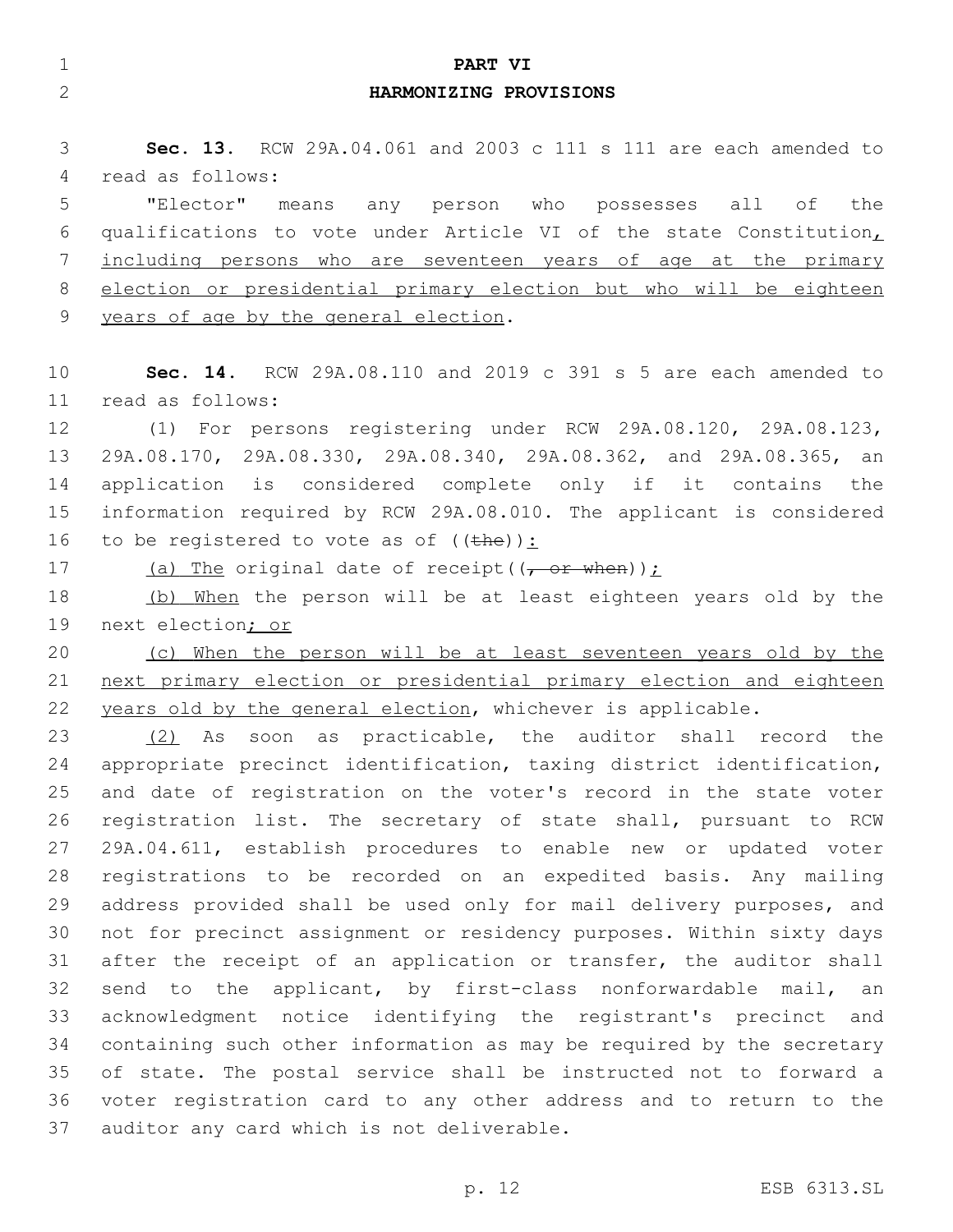# PART VI

## HARMONIZING PROVISIONS

**Sec. 13.** RCW 29A.04.061 and 2003 c 111 s 111 are each amended to read as follows:

"Elector" means any person who possesses all of the qualifications to vote under Article VI of the state Constitution, including persons who are seventeen years of age at the primary election or presidential primary election but who will be eighteen years of age by the general election.

**Sec. 14.** RCW 29A.08.110 and 2019 c 391 s 5 are each amended to read as follows:

(1) For persons registering under RCW 29A.08.120, 29A.08.123, 29A.08.170, 29A.08.330, 29A.08.340, 29A.08.362, and 29A.08.365, an application is considered complete only if it contains the information required by RCW 29A.08.010. The applicant is considered to be registered to vote as of ((the)):

(a) The original date of receipt((, or when));

(b) When the person will be at least eighteen years old by the next election; or

(c) When the person will be at least seventeen years old by the next primary election or presidential primary election and eighteen years old by the general election, whichever is applicable.

(2) As soon as practicable, the auditor shall record the appropriate precinct identification, taxing district identification, and date of registration on the voter's record in the state voter registration list. The secretary of state shall, pursuant to RCW 29A.04.611, establish procedures to enable new or updated voter registrations to be recorded on an expedited basis. Any mailing address provided shall be used only for mail delivery purposes, and not for precinct assignment or residency purposes. Within sixty days after the receipt of an application or transfer, the auditor shall send to the applicant, by first-class nonforwardable mail, an acknowledgment notice identifying the registrant's precinct and containing such other information as may be required by the secretary of state. The postal service shall be instructed not to forward a voter registration card to any other address and to return to the auditor any card which is not deliverable.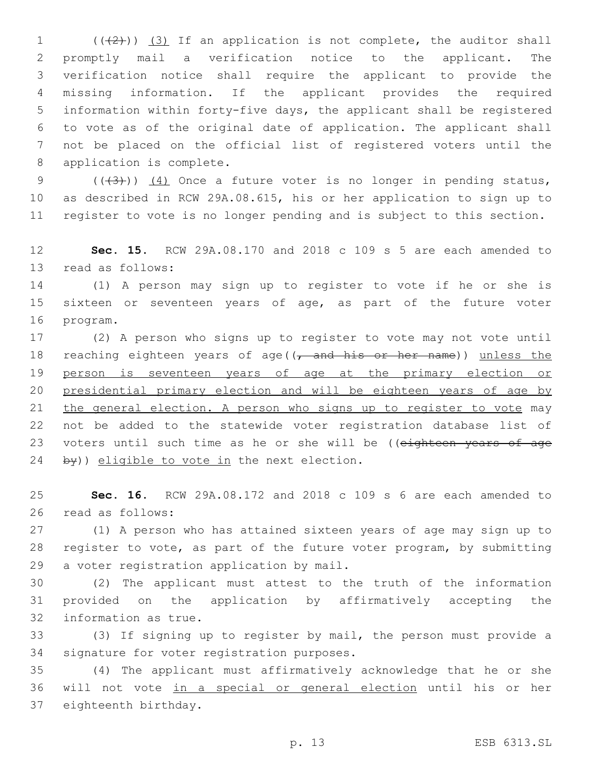((~~(2)~~)) <u>(3)</u> If an application is not complete, the auditor shall promptly mail a verification notice to the applicant. The verification notice shall require the applicant to provide the missing information. If the applicant provides the required information within forty-five days, the applicant shall be registered to vote as of the original date of application. The applicant shall not be placed on the official list of registered voters until the application is complete.

((~~(3)~~)) <u>(4)</u> Once a future voter is no longer in pending status, as described in RCW 29A.08.615, his or her application to sign up to register to vote is no longer pending and is subject to this section.

**Sec. 15.** RCW 29A.08.170 and 2018 c 109 s 5 are each amended to read as follows:

(1) A person may sign up to register to vote if he or she is sixteen or seventeen years of age, as part of the future voter program.

(2) A person who signs up to register to vote may not vote until reaching eighteen years of age((~~, and his or her name~~)) <u>unless the person is seventeen years of age at the primary election or presidential primary election and will be eighteen years of age by the general election. A person who signs up to register to vote</u> may not be added to the statewide voter registration database list of voters until such time as he or she will be ((~~eighteen years of age by~~)) <u>eligible to vote in</u> the next election.

**Sec. 16.** RCW 29A.08.172 and 2018 c 109 s 6 are each amended to read as follows:

(1) A person who has attained sixteen years of age may sign up to register to vote, as part of the future voter program, by submitting a voter registration application by mail.

(2) The applicant must attest to the truth of the information provided on the application by affirmatively accepting the information as true.

(3) If signing up to register by mail, the person must provide a signature for voter registration purposes.

(4) The applicant must affirmatively acknowledge that he or she will not vote <u>in a special or general election</u> until his or her eighteenth birthday.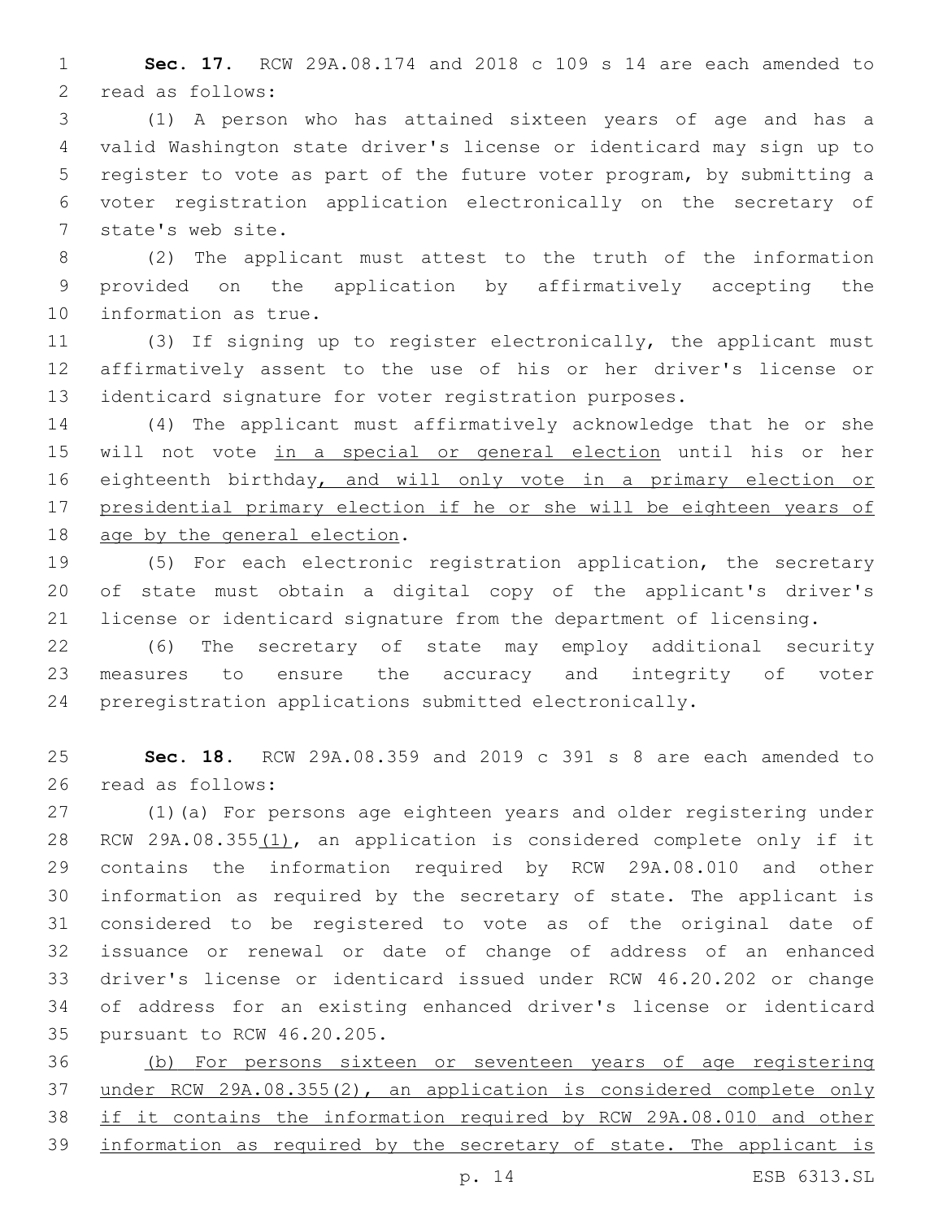**Sec. 17.** RCW 29A.08.174 and 2018 c 109 s 14 are each amended to read as follows:

(1) A person who has attained sixteen years of age and has a valid Washington state driver's license or identicard may sign up to register to vote as part of the future voter program, by submitting a voter registration application electronically on the secretary of state's web site.

(2) The applicant must attest to the truth of the information provided on the application by affirmatively accepting the information as true.

(3) If signing up to register electronically, the applicant must affirmatively assent to the use of his or her driver's license or identicard signature for voter registration purposes.

(4) The applicant must affirmatively acknowledge that he or she will not vote <u>in a special or general election</u> until his or her eighteenth birthday<u>, and will only vote in a primary election or presidential primary election if he or she will be eighteen years of age by the general election</u>.

(5) For each electronic registration application, the secretary of state must obtain a digital copy of the applicant's driver's license or identicard signature from the department of licensing.

(6) The secretary of state may employ additional security measures to ensure the accuracy and integrity of voter preregistration applications submitted electronically.

**Sec. 18.** RCW 29A.08.359 and 2019 c 391 s 8 are each amended to read as follows:

(1)(a) For persons age eighteen years and older registering under RCW 29A.08.355<u>(1)</u>, an application is considered complete only if it contains the information required by RCW 29A.08.010 and other information as required by the secretary of state. The applicant is considered to be registered to vote as of the original date of issuance or renewal or date of change of address of an enhanced driver's license or identicard issued under RCW 46.20.202 or change of address for an existing enhanced driver's license or identicard pursuant to RCW 46.20.205.

<u>(b) For persons sixteen or seventeen years of age registering under RCW 29A.08.355(2), an application is considered complete only if it contains the information required by RCW 29A.08.010 and other information as required by the secretary of state. The applicant is</u>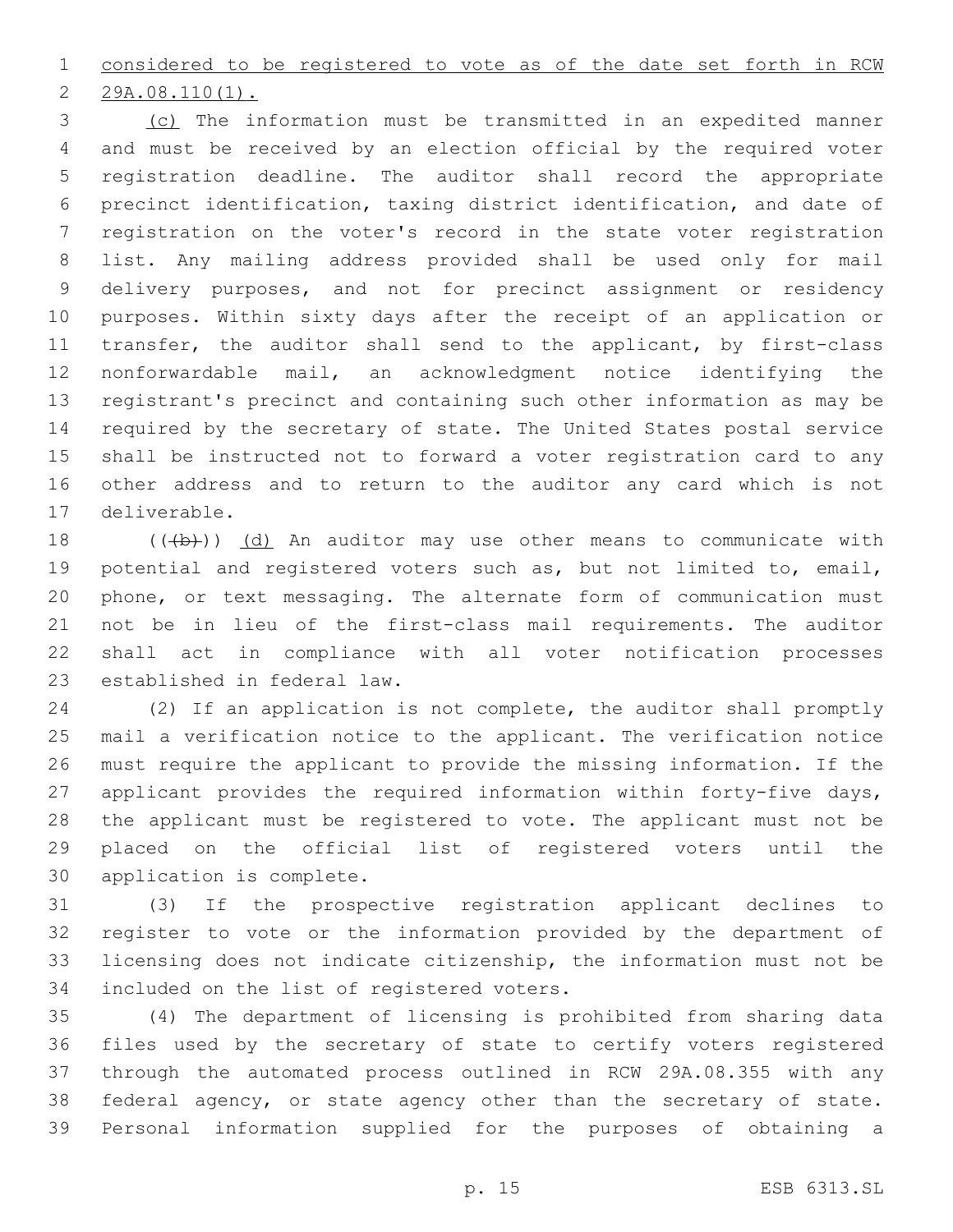considered to be registered to vote as of the date set forth in RCW 29A.08.110(1).

(c) The information must be transmitted in an expedited manner and must be received by an election official by the required voter registration deadline. The auditor shall record the appropriate precinct identification, taxing district identification, and date of registration on the voter's record in the state voter registration list. Any mailing address provided shall be used only for mail delivery purposes, and not for precinct assignment or residency purposes. Within sixty days after the receipt of an application or transfer, the auditor shall send to the applicant, by first-class nonforwardable mail, an acknowledgment notice identifying the registrant's precinct and containing such other information as may be required by the secretary of state. The United States postal service shall be instructed not to forward a voter registration card to any other address and to return to the auditor any card which is not deliverable.

~~((b))~~ (d) An auditor may use other means to communicate with potential and registered voters such as, but not limited to, email, phone, or text messaging. The alternate form of communication must not be in lieu of the first-class mail requirements. The auditor shall act in compliance with all voter notification processes established in federal law.

(2) If an application is not complete, the auditor shall promptly mail a verification notice to the applicant. The verification notice must require the applicant to provide the missing information. If the applicant provides the required information within forty-five days, the applicant must be registered to vote. The applicant must not be placed on the official list of registered voters until the application is complete.

(3) If the prospective registration applicant declines to register to vote or the information provided by the department of licensing does not indicate citizenship, the information must not be included on the list of registered voters.

(4) The department of licensing is prohibited from sharing data files used by the secretary of state to certify voters registered through the automated process outlined in RCW 29A.08.355 with any federal agency, or state agency other than the secretary of state. Personal information supplied for the purposes of obtaining a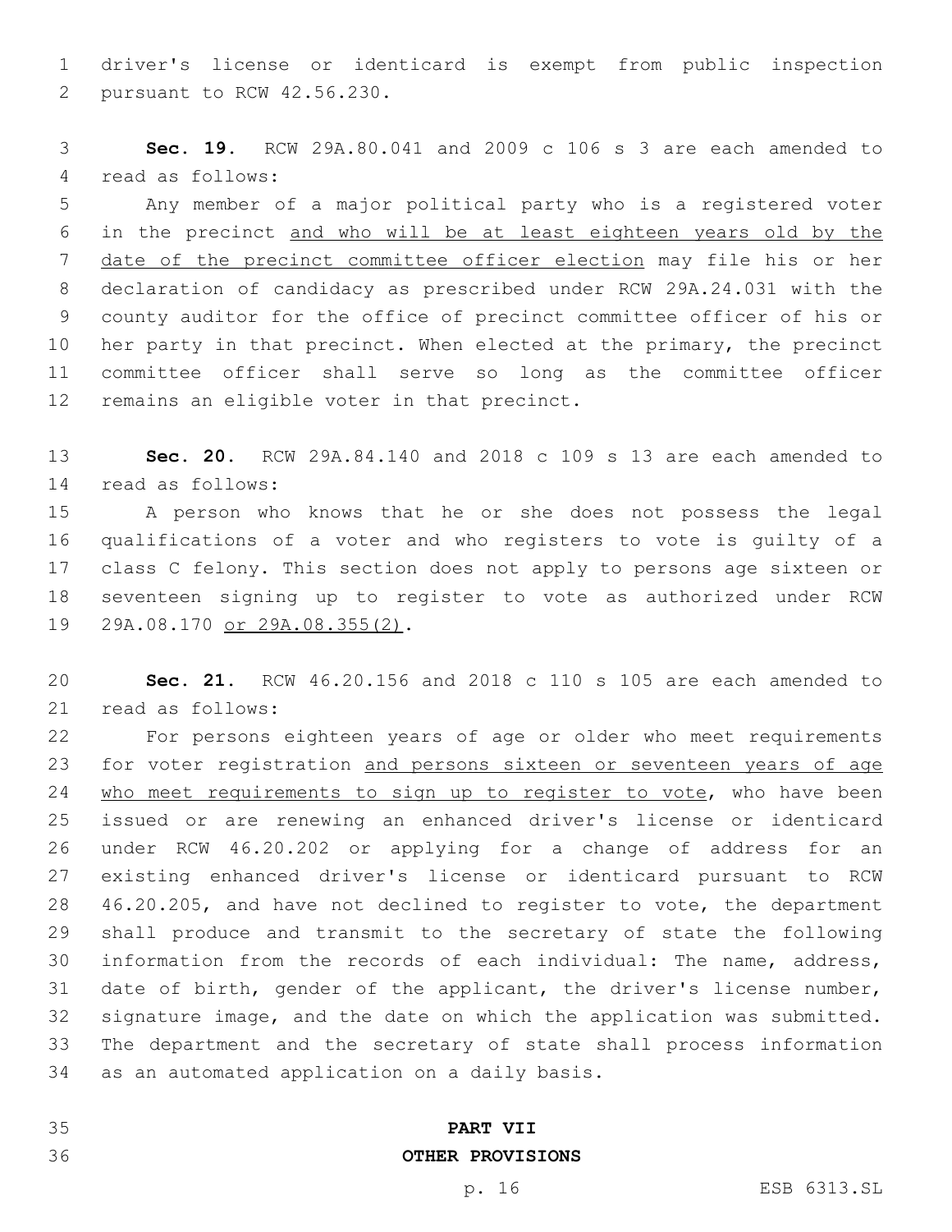driver's license or identicard is exempt from public inspection pursuant to RCW 42.56.230.

**Sec. 19.** RCW 29A.80.041 and 2009 c 106 s 3 are each amended to read as follows:

Any member of a major political party who is a registered voter in the precinct <u>and who will be at least eighteen years old by the date of the precinct committee officer election</u> may file his or her declaration of candidacy as prescribed under RCW 29A.24.031 with the county auditor for the office of precinct committee officer of his or her party in that precinct. When elected at the primary, the precinct committee officer shall serve so long as the committee officer remains an eligible voter in that precinct.

**Sec. 20.** RCW 29A.84.140 and 2018 c 109 s 13 are each amended to read as follows:

A person who knows that he or she does not possess the legal qualifications of a voter and who registers to vote is guilty of a class C felony. This section does not apply to persons age sixteen or seventeen signing up to register to vote as authorized under RCW 29A.08.170 <u>or 29A.08.355(2)</u>.

**Sec. 21.** RCW 46.20.156 and 2018 c 110 s 105 are each amended to read as follows:

For persons eighteen years of age or older who meet requirements for voter registration <u>and persons sixteen or seventeen years of age who meet requirements to sign up to register to vote</u>, who have been issued or are renewing an enhanced driver's license or identicard under RCW 46.20.202 or applying for a change of address for an existing enhanced driver's license or identicard pursuant to RCW 46.20.205, and have not declined to register to vote, the department shall produce and transmit to the secretary of state the following information from the records of each individual: The name, address, date of birth, gender of the applicant, the driver's license number, signature image, and the date on which the application was submitted. The department and the secretary of state shall process information as an automated application on a daily basis.

**PART VII**
**OTHER PROVISIONS**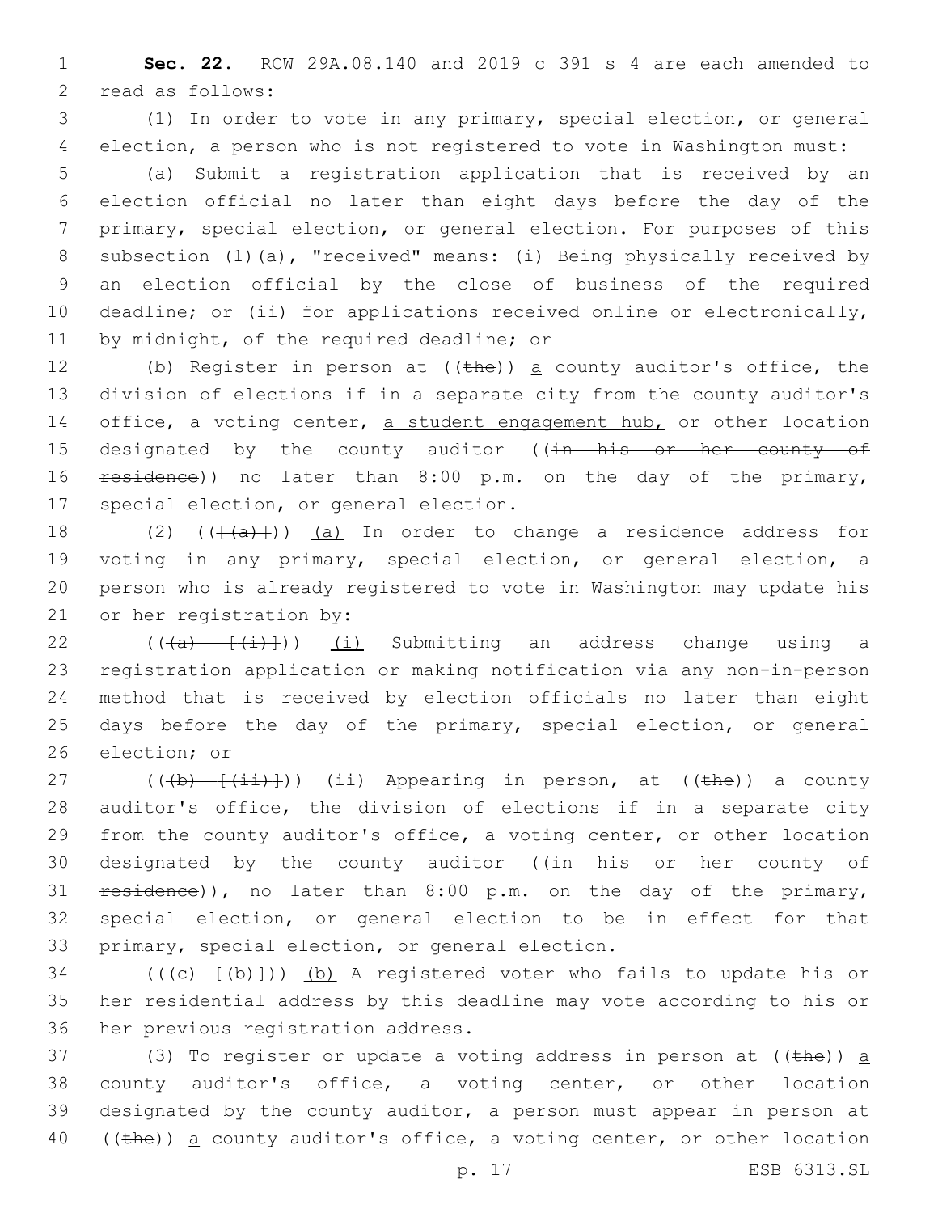**Sec. 22.** RCW 29A.08.140 and 2019 c 391 s 4 are each amended to read as follows:

(1) In order to vote in any primary, special election, or general election, a person who is not registered to vote in Washington must:

(a) Submit a registration application that is received by an election official no later than eight days before the day of the primary, special election, or general election. For purposes of this subsection (1)(a), "received" means: (i) Being physically received by an election official by the close of business of the required deadline; or (ii) for applications received online or electronically, by midnight, of the required deadline; or

(b) Register in person at ((~~the~~)) a county auditor's office, the division of elections if in a separate city from the county auditor's office, a voting center, a student engagement hub, or other location designated by the county auditor ((~~in his or her county of residence~~)) no later than 8:00 p.m. on the day of the primary, special election, or general election.

(2) ((~~[(a)]~~)) (a) In order to change a residence address for voting in any primary, special election, or general election, a person who is already registered to vote in Washington may update his or her registration by:

((~~(a) [(i)]~~)) (i) Submitting an address change using a registration application or making notification via any non-in-person method that is received by election officials no later than eight days before the day of the primary, special election, or general election; or

((~~(b) [(ii)]~~)) (ii) Appearing in person, at ((~~the~~)) a county auditor's office, the division of elections if in a separate city from the county auditor's office, a voting center, or other location designated by the county auditor ((~~in his or her county of residence~~)), no later than 8:00 p.m. on the day of the primary, special election, or general election to be in effect for that primary, special election, or general election.

((~~(c) [(b)]~~)) (b) A registered voter who fails to update his or her residential address by this deadline may vote according to his or her previous registration address.

(3) To register or update a voting address in person at ((~~the~~)) a county auditor's office, a voting center, or other location designated by the county auditor, a person must appear in person at ((~~the~~)) a county auditor's office, a voting center, or other location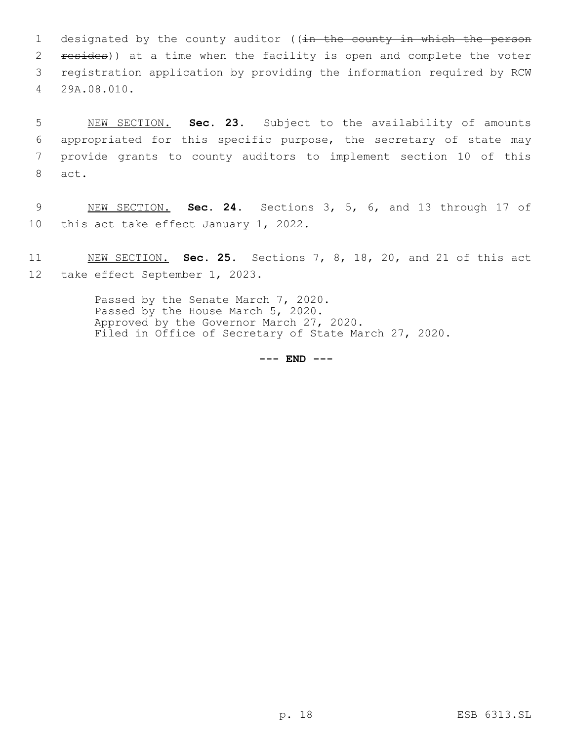designated by the county auditor ((~~in the county in which the person resides~~)) at a time when the facility is open and complete the voter registration application by providing the information required by RCW 29A.08.010.

NEW SECTION. **Sec. 23.** Subject to the availability of amounts appropriated for this specific purpose, the secretary of state may provide grants to county auditors to implement section 10 of this act.

NEW SECTION. **Sec. 24.** Sections 3, 5, 6, and 13 through 17 of this act take effect January 1, 2022.

NEW SECTION. **Sec. 25.** Sections 7, 8, 18, 20, and 21 of this act take effect September 1, 2023.

Passed by the Senate March 7, 2020.
Passed by the House March 5, 2020.
Approved by the Governor March 27, 2020.
Filed in Office of Secretary of State March 27, 2020.

**--- END ---**